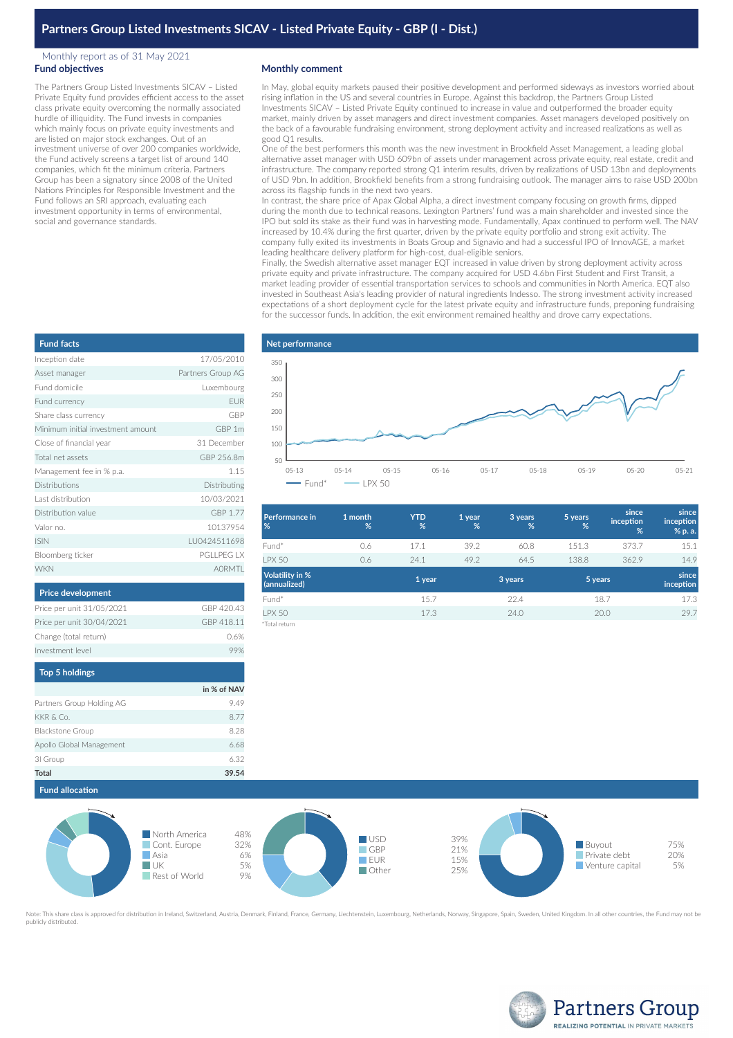# Partners Group Listed Investments SICAV - Listed Private Equity - GBP (I - Dist.)

Monthly report as of 31 May 2021

## Fund objectives

The Partners Group Listed Investments SICAV – Listed Private Equity fund provides efficient access to the asset class private equity overcoming the normally associated hurdle of illiquidity. The Fund invests in companies which mainly focus on private equity investments and are listed on major stock exchanges. Out of an investment universe of over 200 companies worldwide, the Fund actively screens a target list of around 140 companies, which fit the minimum criteria. Partners Group has been a signatory since 2008 of the United Nations Principles for Responsible Investment and the Fund follows an SRI approach, evaluating each investment opportunity in terms of environmental, social and governance standards.

## Monthly comment

In May, global equity markets paused their positive development and performed sideways as investors worried about rising inflation in the US and several countries in Europe. Against this backdrop, the Partners Group Listed Investments SICAV – Listed Private Equity continued to increase in value and outperformed the broader equity market, mainly driven by asset managers and direct investment companies. Asset managers developed positively on the back of a favourable fundraising environment, strong deployment activity and increased realizations as well as good Q1 results.

One of the best performers this month was the new investment in Brookfield Asset Management, a leading global alternative asset manager with USD 609bn of assets under management across private equity, real estate, credit and infrastructure. The company reported strong Q1 interim results, driven by realizations of USD 13bn and deployments of USD 9bn. In addition, Brookfield benefits from a strong fundraising outlook. The manager aims to raise USD 200bn across its flagship funds in the next two years.

In contrast, the share price of Apax Global Alpha, a direct investment company focusing on growth firms, dipped during the month due to technical reasons. Lexington Partners' fund was a main shareholder and invested since the IPO but sold its stake as their fund was in harvesting mode. Fundamentally, Apax continued to perform well. The NAV increased by 10.4% during the first quarter, driven by the private equity portfolio and strong exit activity. The company fully exited its investments in Boats Group and Signavio and had a successful IPO of InnovAGE, a market leading healthcare delivery platform for high-cost, dual-eligible seniors.

Finally, the Swedish alternative asset manager EQT increased in value driven by strong deployment activity across private equity and private infrastructure. The company acquired for USD 4.6bn First Student and First Transit, a market leading provider of essential transportation services to schools and communities in North America. EQT also invested in Southeast Asia's leading provider of natural ingredients Indesso. The strong investment activity increased expectations of a short deployment cycle for the latest private equity and infrastructure funds, preponing fundraising for the successor funds. In addition, the exit environment remained healthy and drove carry expectations.

## Fund facts

| | |
|---|---|
| Inception date | 17/05/2010 |
| Asset manager | Partners Group AG |
| Fund domicile | Luxembourg |
| Fund currency | EUR |
| Share class currency | GBP |
| Minimum initial investment amount | GBP 1m |
| Close of financial year | 31 December |
| Total net assets | GBP 256.8m |
| Management fee in % p.a. | 1.15 |
| Distributions | Distributing |
| Last distribution | 10/03/2021 |
| Distribution value | GBP 1.77 |
| Valor no. | 10137954 |
| ISIN | LU0424511698 |
| Bloomberg ticker | PGLLPEG LX |
| WKN | A0RMTL |

## Price development

| | |
|---|---|
| Price per unit 31/05/2021 | GBP 420.43 |
| Price per unit 30/04/2021 | GBP 418.11 |
| Change (total return) | 0.6% |
| Investment level | 99% |

## Top 5 holdings

| | in % of NAV |
|---|---|
| Partners Group Holding AG | 9.49 |
| KKR & Co. | 8.77 |
| Blackstone Group | 8.28 |
| Apollo Global Management | 6.68 |
| 3i Group | 6.32 |
| **Total** | **39.54** |

## Net performance

| Performance in % | 1 month % | YTD % | 1 year % | 3 years % | 5 years % | since inception % | since inception % p. a. |
|---|---|---|---|---|---|---|---|
| Fund* | 0.6 | 17.1 | 39.2 | 60.8 | 151.3 | 373.7 | 15.1 |
| LPX 50 | 0.6 | 24.1 | 49.2 | 64.5 | 138.8 | 362.9 | 14.9 |

| Volatility in % (annualized) | 1 year | 3 years | 5 years | since inception |
|---|---|---|---|---|
| Fund* | 15.7 | 22.4 | 18.7 | 17.3 |
| LPX 50 | 17.3 | 24.0 | 20.0 | 29.7 |

*Total return

## Fund allocation

| Region | |
|---|---|
| North America | 48% |
| Cont. Europe | 32% |
| Asia | 6% |
| UK | 5% |
| Rest of World | 9% |

| Currency | |
|---|---|
| USD | 39% |
| GBP | 21% |
| EUR | 15% |
| Other | 25% |

| Investment type | |
|---|---|
| Buyout | 75% |
| Private debt | 20% |
| Venture capital | 5% |

Note: This share class is approved for distribution in Ireland, Switzerland, Austria, Denmark, Finland, France, Germany, Liechtenstein, Luxembourg, Netherlands, Norway, Singapore, Spain, Sweden, United Kingdom. In all other countries, the Fund may not be publicly distributed.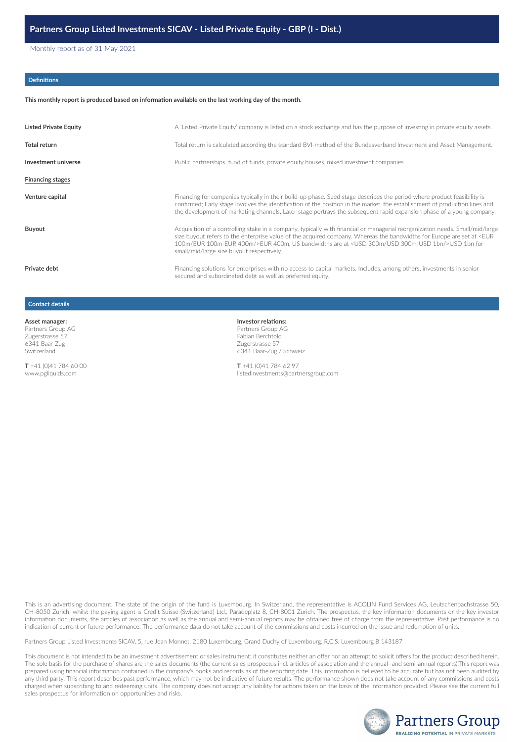# Partners Group Listed Investments SICAV - Listed Private Equity - GBP (I - Dist.)

Monthly report as of 31 May 2021

## Definitions

**This monthly report is produced based on information available on the last working day of the month.**

**Listed Private Equity**
A 'Listed Private Equity' company is listed on a stock exchange and has the purpose of investing in private equity assets.

**Total return**
Total return is calculated according the standard BVI-method of the Bundesverband Investment and Asset Management.

**Investment universe**
Public partnerships, fund of funds, private equity houses, mixed investment companies

**Financing stages**

**Venture capital**
Financing for companies typically in their build-up phase. Seed stage describes the period where product feasibility is confirmed; Early stage involves the identification of the position in the market, the establishment of production lines and the development of marketing channels; Later stage portrays the subsequent rapid expansion phase of a young company.

**Buyout**
Acquisition of a controlling stake in a company, typically with financial or managerial reorganization needs. Small/mid/large size buyout refers to the enterprise value of the acquired company. Whereas the bandwidths for Europe are set at <EUR 100m/EUR 100m-EUR 400m/>EUR 400m, US bandwidths are at <USD 300m/USD 300m-USD 1bn/>USD 1bn for small/mid/large size buyout respectively.

**Private debt**
Financing solutions for enterprises with no access to capital markets. Includes, among others, investments in senior secured and subordinated debt as well as preferred equity.

## Contact details

**Asset manager:**
Partners Group AG
Zugerstrasse 57
6341 Baar-Zug
Switzerland

**T** +41 (0)41 784 60 00
www.pgliquids.com

**Investor relations:**
Partners Group AG
Fabian Berchtold
Zugerstrasse 57
6341 Baar-Zug / Schweiz

**T** +41 (0)41 784 62 97
listedinvestments@partnersgroup.com

This is an advertising document. The state of the origin of the fund is Luxembourg. In Switzerland, the representative is ACOLIN Fund Services AG, Leutschenbachstrasse 50, CH-8050 Zurich, whilst the paying agent is Credit Suisse (Switzerland) Ltd., Paradeplatz 8, CH-8001 Zurich. The prospectus, the key information documents or the key investor information documents, the articles of association as well as the annual and semi-annual reports may be obtained free of charge from the representative. Past performance is no indication of current or future performance. The performance data do not take account of the commissions and costs incurred on the issue and redemption of units.

Partners Group Listed Investments SICAV, 5, rue Jean Monnet, 2180 Luxembourg, Grand Duchy of Luxembourg, R.C.S. Luxembourg B 143187

This document is not intended to be an investment advertisement or sales instrument; it constitutes neither an offer nor an attempt to solicit offers for the product described herein. The sole basis for the purchase of shares are the sales documents (the current sales prospectus incl. articles of association and the annual- and semi-annual reports).This report was prepared using financial information contained in the company's books and records as of the reporting date. This information is believed to be accurate but has not been audited by any third party. This report describes past performance, which may not be indicative of future results. The performance shown does not take account of any commissions and costs charged when subscribing to and redeeming units. The company does not accept any liability for actions taken on the basis of the information provided. Please see the current full sales prospectus for information on opportunities and risks.

Partners Group
REALIZING POTENTIAL IN PRIVATE MARKETS